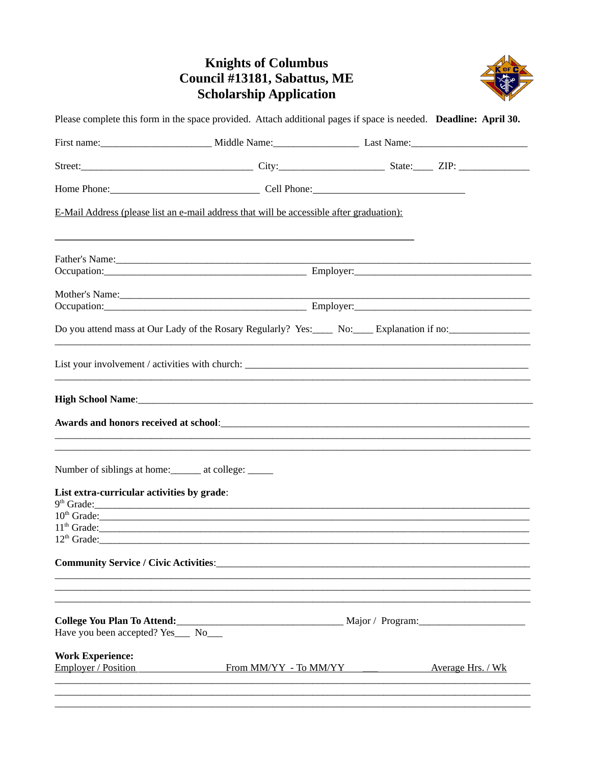# Knights of Columbus
# Council #13181, Sabattus, ME
# Scholarship Application

Please complete this form in the space provided. Attach additional pages if space is needed. **Deadline: April 30.**

First name:\_\_\_\_\_\_\_\_\_\_\_\_\_\_\_\_\_\_\_\_\_ Middle Name:\_\_\_\_\_\_\_\_\_\_\_\_\_\_\_\_ Last Name:\_\_\_\_\_\_\_\_\_\_\_\_\_\_\_\_\_\_\_\_\_\_

Street:\_\_\_\_\_\_\_\_\_\_\_\_\_\_\_\_\_\_\_\_\_\_\_\_\_\_\_\_\_\_\_\_ City:\_\_\_\_\_\_\_\_\_\_\_\_\_\_\_\_\_\_\_ State:\_\_\_\_ ZIP: \_\_\_\_\_\_\_\_\_\_\_\_\_

Home Phone:\_\_\_\_\_\_\_\_\_\_\_\_\_\_\_\_\_\_\_\_\_\_\_\_\_\_\_\_ Cell Phone:\_\_\_\_\_\_\_\_\_\_\_\_\_\_\_\_\_\_\_\_\_\_\_\_\_\_\_\_\_

E-Mail Address (please list an e-mail address that will be accessible after graduation):

\_\_\_\_\_\_\_\_\_\_\_\_\_\_\_\_\_\_\_\_\_\_\_\_\_\_\_\_\_\_\_\_\_\_\_\_\_\_\_\_\_\_\_\_\_\_\_\_\_\_\_\_\_\_\_\_\_\_\_\_\_\_\_\_

Father's Name:\_\_\_\_\_\_\_\_\_\_\_\_\_\_\_\_\_\_\_\_\_\_\_\_\_\_\_\_\_\_\_\_\_\_\_\_\_\_\_\_\_\_\_\_\_\_\_\_\_\_\_\_\_\_\_\_\_\_\_\_\_\_\_\_\_\_\_\_\_\_\_\_\_\_\_\_\_\_\_
Occupation:\_\_\_\_\_\_\_\_\_\_\_\_\_\_\_\_\_\_\_\_\_\_\_\_\_\_\_\_\_\_\_\_\_\_\_\_\_\_\_ Employer:\_\_\_\_\_\_\_\_\_\_\_\_\_\_\_\_\_\_\_\_\_\_\_\_\_\_\_\_\_\_\_\_\_\_

Mother's Name:\_\_\_\_\_\_\_\_\_\_\_\_\_\_\_\_\_\_\_\_\_\_\_\_\_\_\_\_\_\_\_\_\_\_\_\_\_\_\_\_\_\_\_\_\_\_\_\_\_\_\_\_\_\_\_\_\_\_\_\_\_\_\_\_\_\_\_\_\_\_\_\_\_\_\_\_\_\_
Occupation:\_\_\_\_\_\_\_\_\_\_\_\_\_\_\_\_\_\_\_\_\_\_\_\_\_\_\_\_\_\_\_\_\_\_\_\_\_\_\_ Employer:\_\_\_\_\_\_\_\_\_\_\_\_\_\_\_\_\_\_\_\_\_\_\_\_\_\_\_\_\_\_\_\_\_\_

Do you attend mass at Our Lady of the Rosary Regularly? Yes:\_\_\_\_ No:\_\_\_\_ Explanation if no:\_\_\_\_\_\_\_\_\_\_\_\_\_\_\_
\_\_\_\_\_\_\_\_\_\_\_\_\_\_\_\_\_\_\_\_\_\_\_\_\_\_\_\_\_\_\_\_\_\_\_\_\_\_\_\_\_\_\_\_\_\_\_\_\_\_\_\_\_\_\_\_\_\_\_\_\_\_\_\_\_\_\_\_\_\_\_\_\_\_\_\_\_\_\_\_\_\_\_\_\_\_\_\_\_\_\_

List your involvement / activities with church: \_\_\_\_\_\_\_\_\_\_\_\_\_\_\_\_\_\_\_\_\_\_\_\_\_\_\_\_\_\_\_\_\_\_\_\_\_\_\_\_\_\_\_\_\_\_\_\_\_\_\_\_\_\_\_
\_\_\_\_\_\_\_\_\_\_\_\_\_\_\_\_\_\_\_\_\_\_\_\_\_\_\_\_\_\_\_\_\_\_\_\_\_\_\_\_\_\_\_\_\_\_\_\_\_\_\_\_\_\_\_\_\_\_\_\_\_\_\_\_\_\_\_\_\_\_\_\_\_\_\_\_\_\_\_\_\_\_\_\_\_\_\_\_\_\_\_

**High School Name**:\_\_\_\_\_\_\_\_\_\_\_\_\_\_\_\_\_\_\_\_\_\_\_\_\_\_\_\_\_\_\_\_\_\_\_\_\_\_\_\_\_\_\_\_\_\_\_\_\_\_\_\_\_\_\_\_\_\_\_\_\_\_\_\_\_\_\_\_\_\_\_\_\_\_\_

**Awards and honors received at school**:\_\_\_\_\_\_\_\_\_\_\_\_\_\_\_\_\_\_\_\_\_\_\_\_\_\_\_\_\_\_\_\_\_\_\_\_\_\_\_\_\_\_\_\_\_\_\_\_\_\_\_\_\_\_\_\_\_\_\_
\_\_\_\_\_\_\_\_\_\_\_\_\_\_\_\_\_\_\_\_\_\_\_\_\_\_\_\_\_\_\_\_\_\_\_\_\_\_\_\_\_\_\_\_\_\_\_\_\_\_\_\_\_\_\_\_\_\_\_\_\_\_\_\_\_\_\_\_\_\_\_\_\_\_\_\_\_\_\_\_\_\_\_\_\_\_\_\_\_\_\_
\_\_\_\_\_\_\_\_\_\_\_\_\_\_\_\_\_\_\_\_\_\_\_\_\_\_\_\_\_\_\_\_\_\_\_\_\_\_\_\_\_\_\_\_\_\_\_\_\_\_\_\_\_\_\_\_\_\_\_\_\_\_\_\_\_\_\_\_\_\_\_\_\_\_\_\_\_\_\_\_\_\_\_\_\_\_\_\_\_\_\_

Number of siblings at home:\_\_\_\_\_\_ at college: \_\_\_\_\_

**List extra-curricular activities by grade**:
9th Grade:\_\_\_\_\_\_\_\_\_\_\_\_\_\_\_\_\_\_\_\_\_\_\_\_\_\_\_\_\_\_\_\_\_\_\_\_\_\_\_\_\_\_\_\_\_\_\_\_\_\_\_\_\_\_\_\_\_\_\_\_\_\_\_\_\_\_\_\_\_\_\_\_\_\_\_\_\_\_\_\_\_\_\_
10th Grade:\_\_\_\_\_\_\_\_\_\_\_\_\_\_\_\_\_\_\_\_\_\_\_\_\_\_\_\_\_\_\_\_\_\_\_\_\_\_\_\_\_\_\_\_\_\_\_\_\_\_\_\_\_\_\_\_\_\_\_\_\_\_\_\_\_\_\_\_\_\_\_\_\_\_\_\_\_\_\_\_\_\_
11th Grade:\_\_\_\_\_\_\_\_\_\_\_\_\_\_\_\_\_\_\_\_\_\_\_\_\_\_\_\_\_\_\_\_\_\_\_\_\_\_\_\_\_\_\_\_\_\_\_\_\_\_\_\_\_\_\_\_\_\_\_\_\_\_\_\_\_\_\_\_\_\_\_\_\_\_\_\_\_\_\_\_\_\_
12th Grade:\_\_\_\_\_\_\_\_\_\_\_\_\_\_\_\_\_\_\_\_\_\_\_\_\_\_\_\_\_\_\_\_\_\_\_\_\_\_\_\_\_\_\_\_\_\_\_\_\_\_\_\_\_\_\_\_\_\_\_\_\_\_\_\_\_\_\_\_\_\_\_\_\_\_\_\_\_\_\_\_\_\_

**Community Service / Civic Activities**:\_\_\_\_\_\_\_\_\_\_\_\_\_\_\_\_\_\_\_\_\_\_\_\_\_\_\_\_\_\_\_\_\_\_\_\_\_\_\_\_\_\_\_\_\_\_\_\_\_\_\_\_\_\_\_\_\_\_\_
\_\_\_\_\_\_\_\_\_\_\_\_\_\_\_\_\_\_\_\_\_\_\_\_\_\_\_\_\_\_\_\_\_\_\_\_\_\_\_\_\_\_\_\_\_\_\_\_\_\_\_\_\_\_\_\_\_\_\_\_\_\_\_\_\_\_\_\_\_\_\_\_\_\_\_\_\_\_\_\_\_\_\_\_\_\_\_\_\_\_\_
\_\_\_\_\_\_\_\_\_\_\_\_\_\_\_\_\_\_\_\_\_\_\_\_\_\_\_\_\_\_\_\_\_\_\_\_\_\_\_\_\_\_\_\_\_\_\_\_\_\_\_\_\_\_\_\_\_\_\_\_\_\_\_\_\_\_\_\_\_\_\_\_\_\_\_\_\_\_\_\_\_\_\_\_\_\_\_\_\_\_\_
\_\_\_\_\_\_\_\_\_\_\_\_\_\_\_\_\_\_\_\_\_\_\_\_\_\_\_\_\_\_\_\_\_\_\_\_\_\_\_\_\_\_\_\_\_\_\_\_\_\_\_\_\_\_\_\_\_\_\_\_\_\_\_\_\_\_\_\_\_\_\_\_\_\_\_\_\_\_\_\_\_\_\_\_\_\_\_\_\_\_\_

**College You Plan To Attend:**\_\_\_\_\_\_\_\_\_\_\_\_\_\_\_\_\_\_\_\_\_\_\_\_\_\_\_\_\_\_\_\_ Major / Program:\_\_\_\_\_\_\_\_\_\_\_\_\_\_\_\_\_\_\_\_\_
Have you been accepted? Yes\_\_\_ No\_\_\_

**Work Experience:**

| Employer / Position | From MM/YY - To MM/YY | Average Hrs. / Wk |
|---|---|---|
| | | |
| | | |
| | | |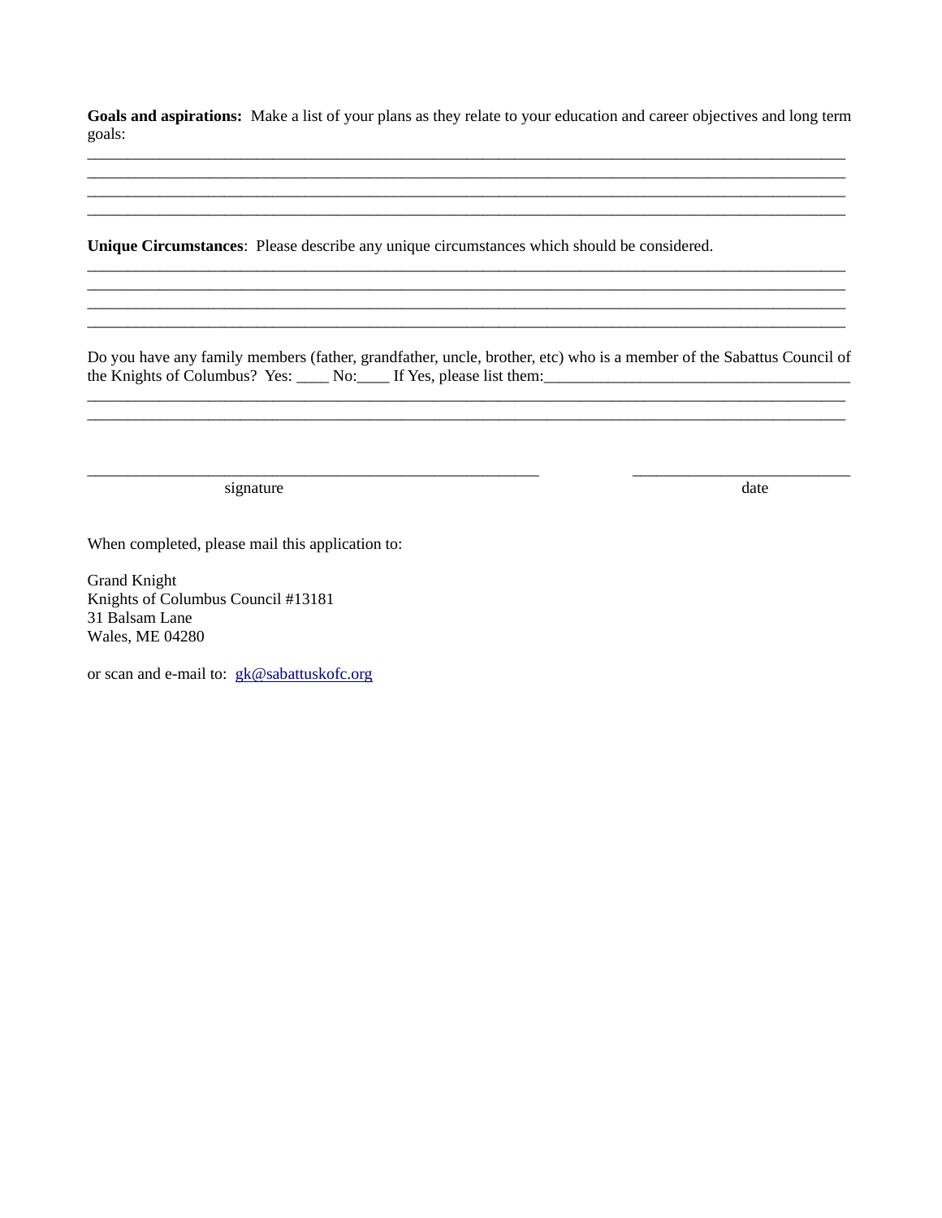**Goals and aspirations:** Make a list of your plans as they relate to your education and career objectives and long term goals:
________________________________________________________________________________
________________________________________________________________________________
________________________________________________________________________________
________________________________________________________________________________

**Unique Circumstances**: Please describe any unique circumstances which should be considered.
________________________________________________________________________________
________________________________________________________________________________
________________________________________________________________________________
________________________________________________________________________________

Do you have any family members (father, grandfather, uncle, brother, etc) who is a member of the Sabattus Council of the Knights of Columbus? Yes: ____ No:____ If Yes, please list them:_________________________________
________________________________________________________________________________
________________________________________________________________________________

_______________________________________________ _______________________
signature date

When completed, please mail this application to:

Grand Knight
Knights of Columbus Council #13181
31 Balsam Lane
Wales, ME 04280

or scan and e-mail to: gk@sabattuskofc.org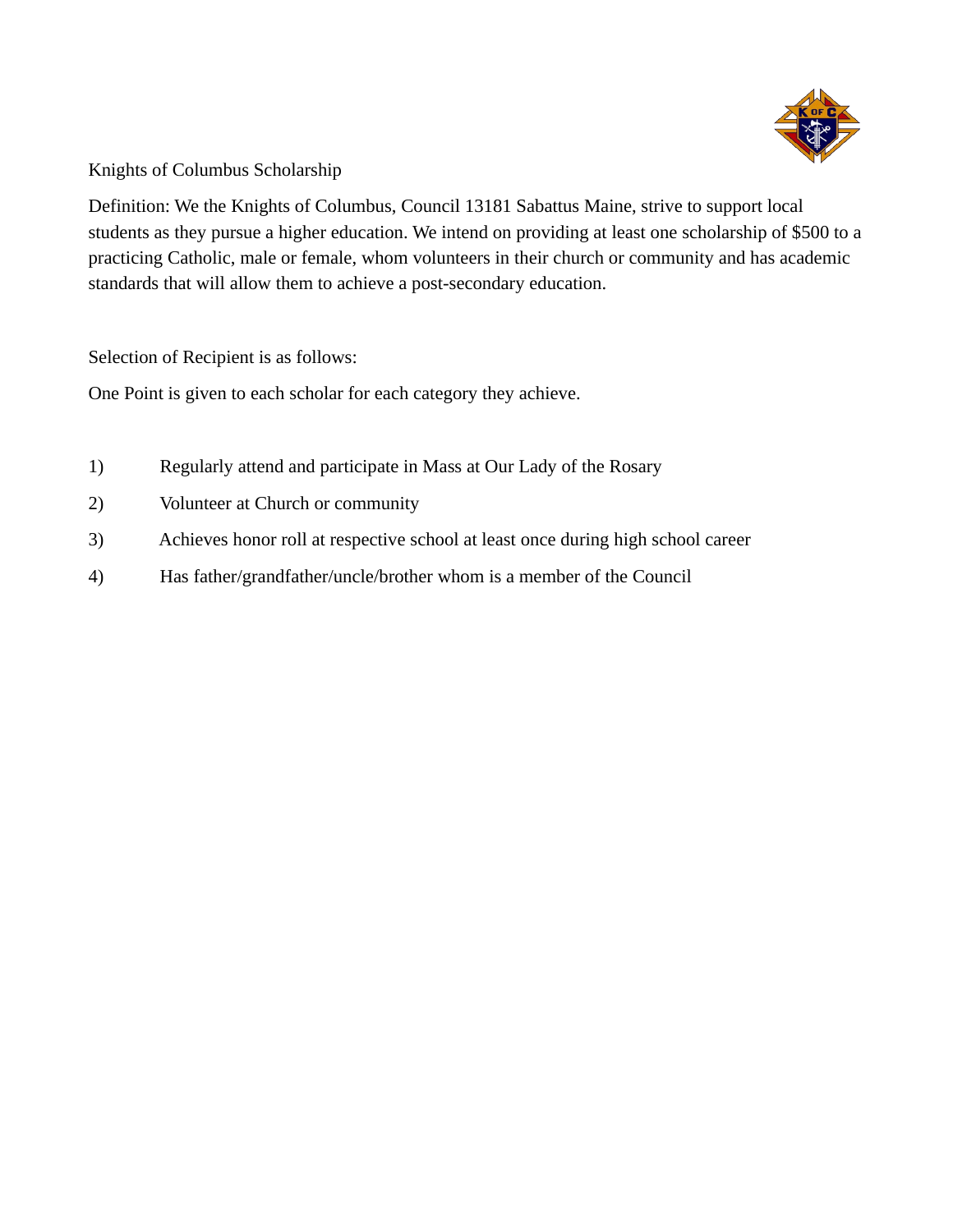Knights of Columbus Scholarship

Definition: We the Knights of Columbus, Council 13181 Sabattus Maine, strive to support local students as they pursue a higher education. We intend on providing at least one scholarship of $500 to a practicing Catholic, male or female, whom volunteers in their church or community and has academic standards that will allow them to achieve a post-secondary education.

Selection of Recipient is as follows:

One Point is given to each scholar for each category they achieve.

1) Regularly attend and participate in Mass at Our Lady of the Rosary
2) Volunteer at Church or community
3) Achieves honor roll at respective school at least once during high school career
4) Has father/grandfather/uncle/brother whom is a member of the Council